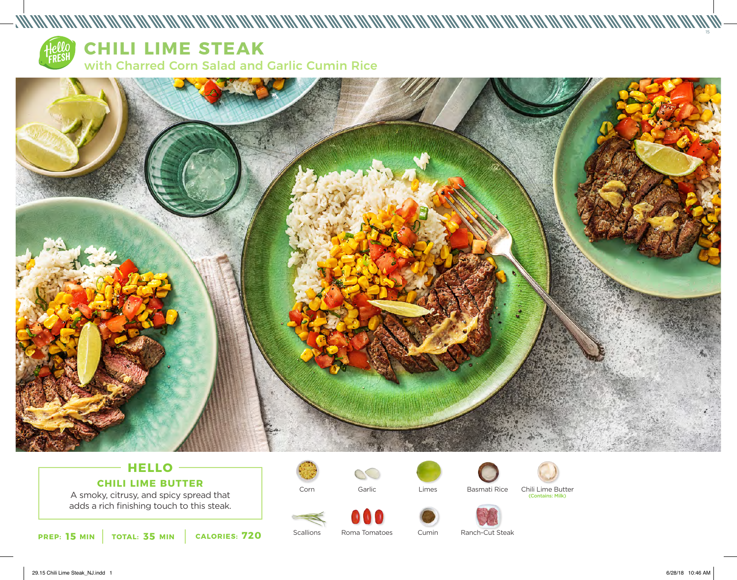# CHILI LIME STEAK

## with Charred Corn Salad and Garlic Cumin Rice

### HELLO

**CHILI LIME BUTTER**

A smoky, citrusy, and spicy spread that adds a rich finishing touch to this steak.

**PREP: 15 MIN** | **TOTAL: 35 MIN** | **CALORIES: 720**

- Corn
- Garlic
- Limes
- Basmati Rice
- Chili Lime Butter (Contains: Milk)
- Scallions
- Roma Tomatoes
- Cumin
- Ranch-Cut Steak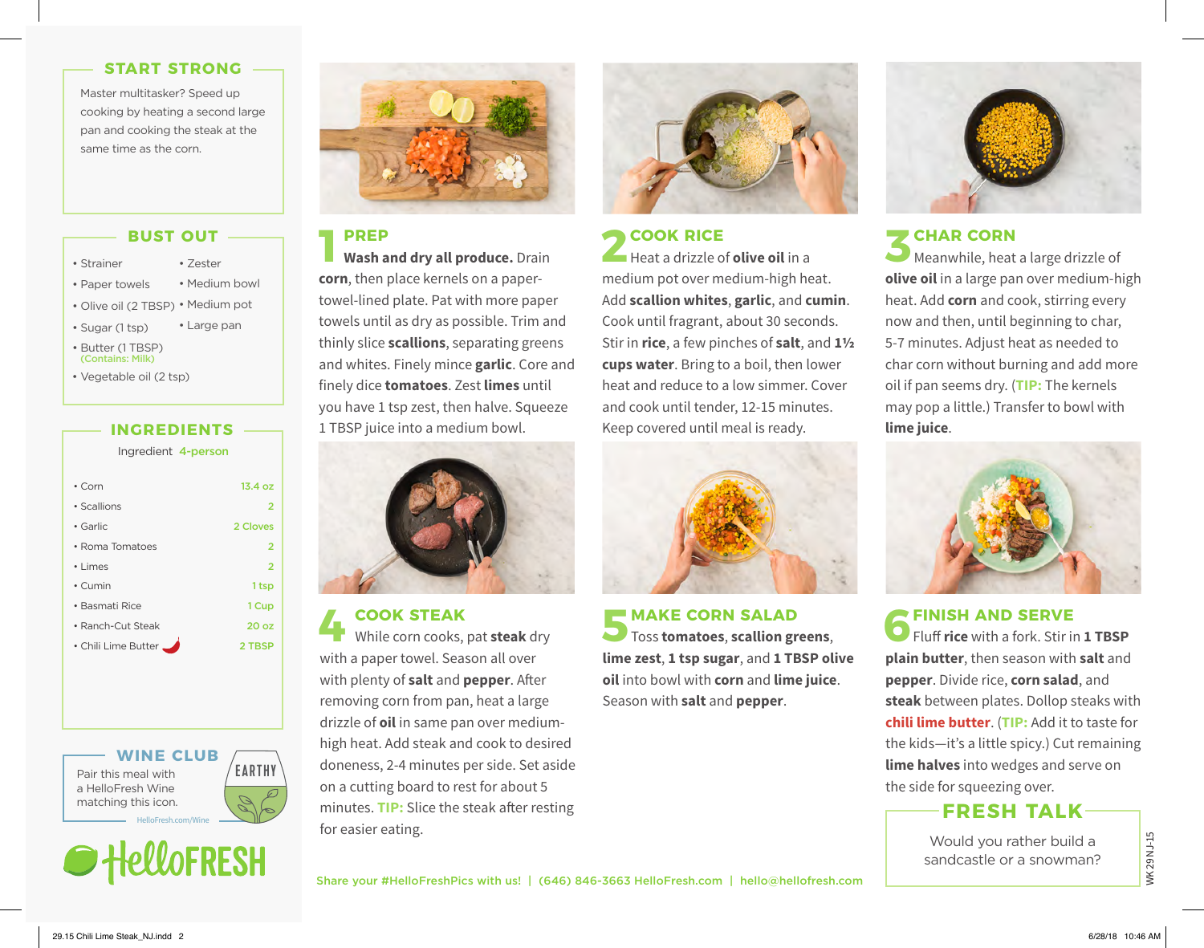## START STRONG

Master multitasker? Speed up cooking by heating a second large pan and cooking the steak at the same time as the corn.

## BUST OUT

- Strainer
- Zester
- Paper towels
- Medium bowl
- Olive oil (2 TBSP)
- Medium pot
- Sugar (1 tsp)
- Large pan
- Butter (1 TBSP) (Contains: Milk)
- Vegetable oil (2 tsp)

## INGREDIENTS

| Ingredient | 4-person |
| --- | --- |
| Corn | 13.4 oz |
| Scallions | 2 |
| Garlic | 2 Cloves |
| Roma Tomatoes | 2 |
| Limes | 2 |
| Cumin | 1 tsp |
| Basmati Rice | 1 Cup |
| Ranch-Cut Steak | 20 oz |
| Chili Lime Butter | 2 TBSP |

## WINE CLUB

Pair this meal with a HelloFresh Wine matching this icon.

EARTHY

HelloFresh.com/Wine

HelloFRESH

## 1 PREP

**Wash and dry all produce.** Drain **corn**, then place kernels on a paper-towel-lined plate. Pat with more paper towels until as dry as possible. Trim and thinly slice **scallions**, separating greens and whites. Finely mince **garlic**. Core and finely dice **tomatoes**. Zest **limes** until you have 1 tsp zest, then halve. Squeeze 1 TBSP juice into a medium bowl.

## 2 COOK RICE

Heat a drizzle of **olive oil** in a medium pot over medium-high heat. Add **scallion whites**, **garlic**, and **cumin**. Cook until fragrant, about 30 seconds. Stir in **rice**, a few pinches of **salt**, and **1½ cups water**. Bring to a boil, then lower heat and reduce to a low simmer. Cover and cook until tender, 12-15 minutes. Keep covered until meal is ready.

## 3 CHAR CORN

Meanwhile, heat a large drizzle of **olive oil** in a large pan over medium-high heat. Add **corn** and cook, stirring every now and then, until beginning to char, 5-7 minutes. Adjust heat as needed to char corn without burning and add more oil if pan seems dry. (**TIP:** The kernels may pop a little.) Transfer to bowl with **lime juice**.

## 4 COOK STEAK

While corn cooks, pat **steak** dry with a paper towel. Season all over with plenty of **salt** and **pepper**. After removing corn from pan, heat a large drizzle of **oil** in same pan over medium-high heat. Add steak and cook to desired doneness, 2-4 minutes per side. Set aside on a cutting board to rest for about 5 minutes. **TIP:** Slice the steak after resting for easier eating.

## 5 MAKE CORN SALAD

Toss **tomatoes**, **scallion greens**, **lime zest**, **1 tsp sugar**, and **1 TBSP olive oil** into bowl with **corn** and **lime juice**. Season with **salt** and **pepper**.

## 6 FINISH AND SERVE

Fluff **rice** with a fork. Stir in **1 TBSP plain butter**, then season with **salt** and **pepper**. Divide rice, **corn salad**, and **steak** between plates. Dollop steaks with **chili lime butter**. (**TIP:** Add it to taste for the kids—it's a little spicy.) Cut remaining **lime halves** into wedges and serve on the side for squeezing over.

## FRESH TALK

Would you rather build a sandcastle or a snowman?

WK29 NJ-15

Share your #HelloFreshPics with us! | (646) 846-3663 HelloFresh.com | hello@hellofresh.com